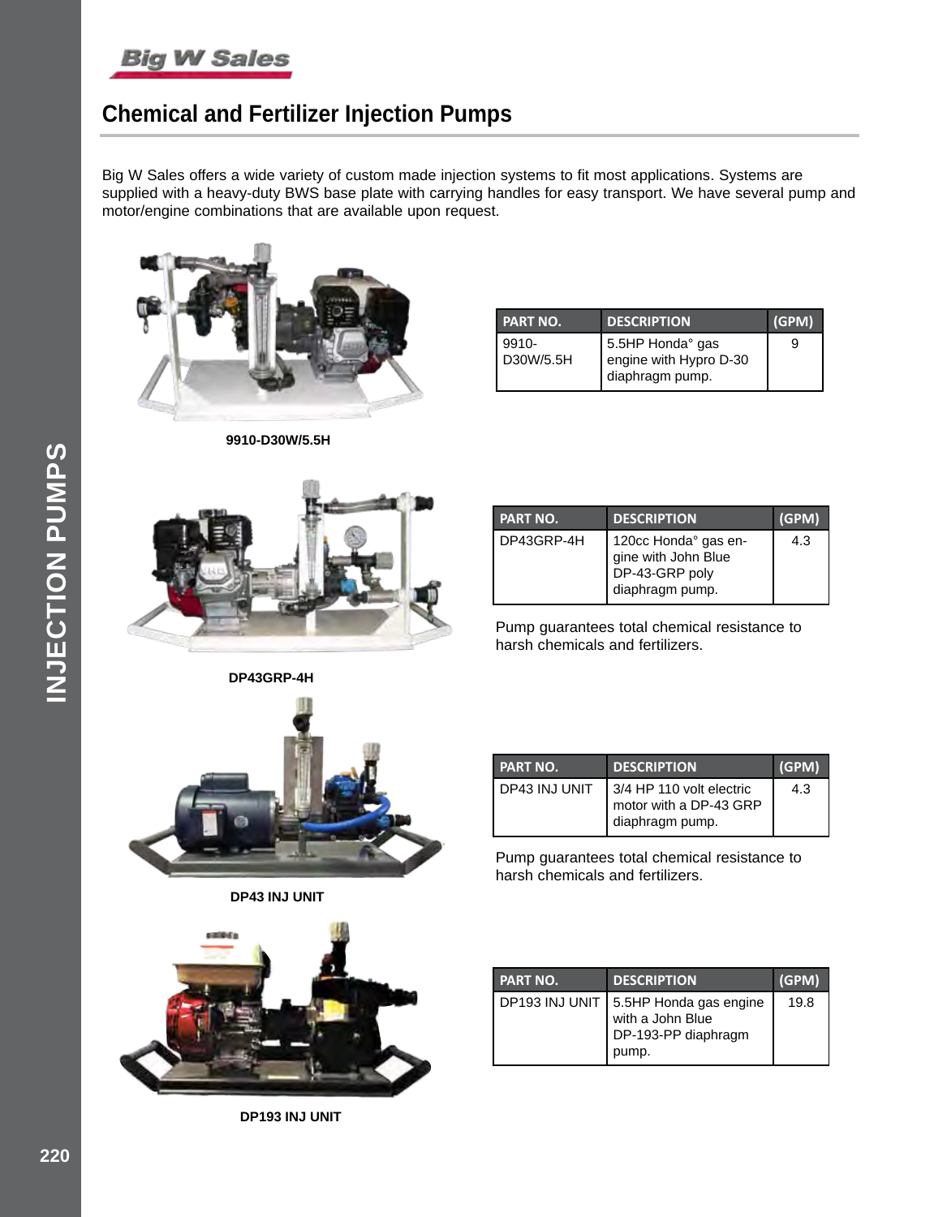# Chemical and Fertilizer Injection Pumps

Big W Sales offers a wide variety of custom made injection systems to fit most applications. Systems are supplied with a heavy-duty BWS base plate with carrying handles for easy transport. We have several pump and motor/engine combinations that are available upon request.

**9910-D30W/5.5H**

| PART NO. | DESCRIPTION | (GPM) |
|---|---|---|
| 9910-D30W/5.5H | 5.5HP Honda° gas engine with Hypro D-30 diaphragm pump. | 9 |

**DP43GRP-4H**

| PART NO. | DESCRIPTION | (GPM) |
|---|---|---|
| DP43GRP-4H | 120cc Honda° gas engine with John Blue DP-43-GRP poly diaphragm pump. | 4.3 |

Pump guarantees total chemical resistance to harsh chemicals and fertilizers.

**DP43 INJ UNIT**

| PART NO. | DESCRIPTION | (GPM) |
|---|---|---|
| DP43 INJ UNIT | 3/4 HP 110 volt electric motor with a DP-43 GRP diaphragm pump. | 4.3 |

Pump guarantees total chemical resistance to harsh chemicals and fertilizers.

**DP193 INJ UNIT**

| PART NO. | DESCRIPTION | (GPM) |
|---|---|---|
| DP193 INJ UNIT | 5.5HP Honda gas engine with a John Blue DP-193-PP diaphragm pump. | 19.8 |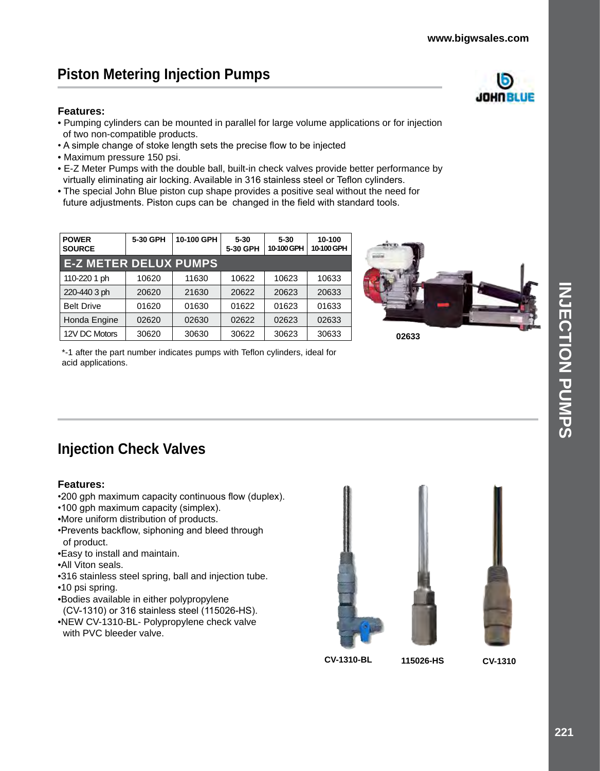## Piston Metering Injection Pumps

**Features:**

- Pumping cylinders can be mounted in parallel for large volume applications or for injection of two non-compatible products.
- A simple change of stoke length sets the precise flow to be injected
- Maximum pressure 150 psi.
- E-Z Meter Pumps with the double ball, built-in check valves provide better performance by virtually eliminating air locking. Available in 316 stainless steel or Teflon cylinders.
- The special John Blue piston cup shape provides a positive seal without the need for future adjustments. Piston cups can be changed in the field with standard tools.

| POWER SOURCE | 5-30 GPH | 10-100 GPH | 5-30 5-30 GPH | 5-30 10-100 GPH | 10-100 10-100 GPH |
|---|---|---|---|---|---|
| **E-Z METER DELUX PUMPS** | | | | | |
| 110-220 1 ph | 10620 | 11630 | 10622 | 10623 | 10633 |
| 220-440 3 ph | 20620 | 21630 | 20622 | 20623 | 20633 |
| Belt Drive | 01620 | 01630 | 01622 | 01623 | 01633 |
| Honda Engine | 02620 | 02630 | 02622 | 02623 | 02633 |
| 12V DC Motors | 30620 | 30630 | 30622 | 30623 | 30633 |

*-1 after the part number indicates pumps with Teflon cylinders, ideal for acid applications.

02633

## Injection Check Valves

**Features:**

- •200 gph maximum capacity continuous flow (duplex).
- •100 gph maximum capacity (simplex).
- •More uniform distribution of products.
- •Prevents backflow, siphoning and bleed through of product.
- •Easy to install and maintain.
- •All Viton seals.
- •316 stainless steel spring, ball and injection tube.
- •10 psi spring.
- •Bodies available in either polypropylene (CV-1310) or 316 stainless steel (115026-HS).
- •NEW CV-1310-BL- Polypropylene check valve with PVC bleeder valve.

CV-1310-BL

115026-HS

CV-1310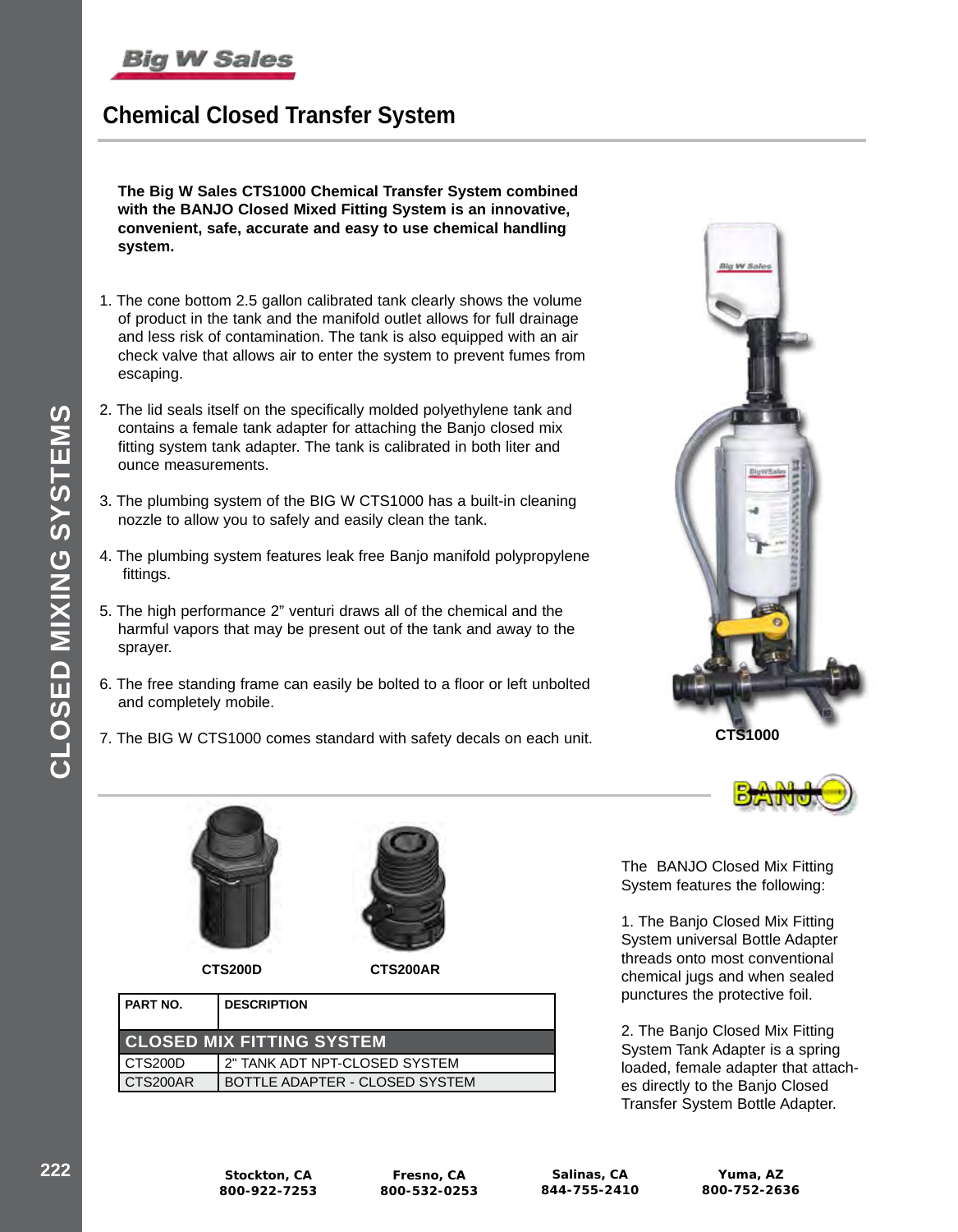# Chemical Closed Transfer System

**The Big W Sales CTS1000 Chemical Transfer System combined with the BANJO Closed Mixed Fitting System is an innovative, convenient, safe, accurate and easy to use chemical handling system.**

1. The cone bottom 2.5 gallon calibrated tank clearly shows the volume of product in the tank and the manifold outlet allows for full drainage and less risk of contamination. The tank is also equipped with an air check valve that allows air to enter the system to prevent fumes from escaping.
2. The lid seals itself on the specifically molded polyethylene tank and contains a female tank adapter for attaching the Banjo closed mix fitting system tank adapter. The tank is calibrated in both liter and ounce measurements.
3. The plumbing system of the BIG W CTS1000 has a built-in cleaning nozzle to allow you to safely and easily clean the tank.
4. The plumbing system features leak free Banjo manifold polypropylene fittings.
5. The high performance 2” venturi draws all of the chemical and the harmful vapors that may be present out of the tank and away to the sprayer.
6. The free standing frame can easily be bolted to a floor or left unbolted and completely mobile.
7. The BIG W CTS1000 comes standard with safety decals on each unit.

CTS1000

CTS200D

CTS200AR

| PART NO. | DESCRIPTION |
|---|---|
| **CLOSED MIX FITTING SYSTEM** | |
| CTS200D | 2" TANK ADT NPT-CLOSED SYSTEM |
| CTS200AR | BOTTLE ADAPTER - CLOSED SYSTEM |

The BANJO Closed Mix Fitting System features the following:

1. The Banjo Closed Mix Fitting System universal Bottle Adapter threads onto most conventional chemical jugs and when sealed punctures the protective foil.

2. The Banjo Closed Mix Fitting System Tank Adapter is a spring loaded, female adapter that attaches directly to the Banjo Closed Transfer System Bottle Adapter.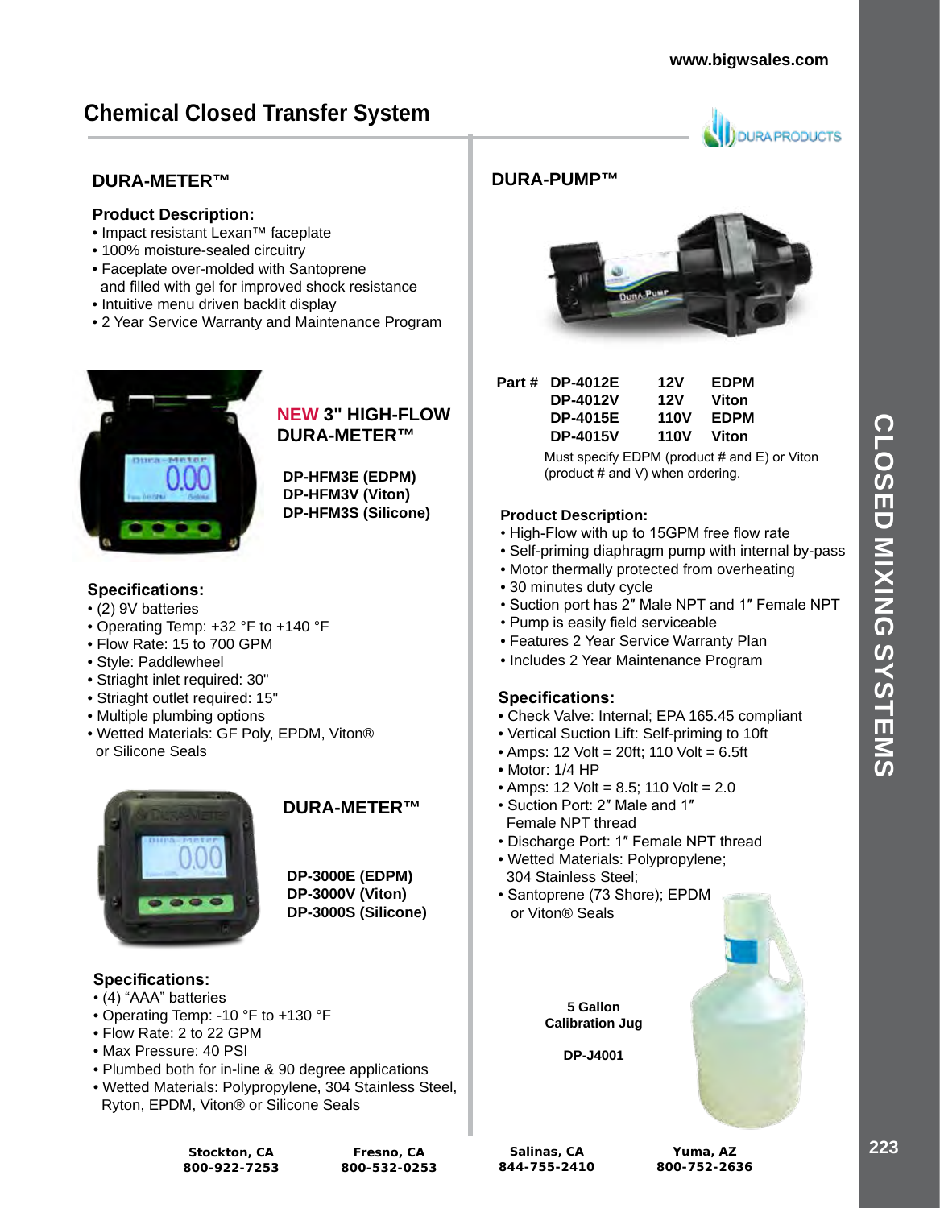## Chemical Closed Transfer System

### DURA-METER™

**Product Description:**

- Impact resistant Lexan™ faceplate
- 100% moisture-sealed circuitry
- Faceplate over-molded with Santoprene and filled with gel for improved shock resistance
- Intuitive menu driven backlit display
- 2 Year Service Warranty and Maintenance Program

### NEW 3" HIGH-FLOW DURA-METER™

**DP-HFM3E (EDPM)**
**DP-HFM3V (Viton)**
**DP-HFM3S (Silicone)**

**Specifications:**

- (2) 9V batteries
- Operating Temp: +32 °F to +140 °F
- Flow Rate: 15 to 700 GPM
- Style: Paddlewheel
- Striaght inlet required: 30"
- Striaght outlet required: 15"
- Multiple plumbing options
- Wetted Materials: GF Poly, EPDM, Viton® or Silicone Seals

### DURA-METER™

**DP-3000E (EDPM)**
**DP-3000V (Viton)**
**DP-3000S (Silicone)**

**Specifications:**

- (4) "AAA" batteries
- Operating Temp: -10 °F to +130 °F
- Flow Rate: 2 to 22 GPM
- Max Pressure: 40 PSI
- Plumbed both for in-line & 90 degree applications
- Wetted Materials: Polypropylene, 304 Stainless Steel, Ryton, EPDM, Viton® or Silicone Seals

### DURA-PUMP™

| Part # | | | |
|---|---|---|---|
| | DP-4012E | 12V | EDPM |
| | DP-4012V | 12V | Viton |
| | DP-4015E | 110V | EDPM |
| | DP-4015V | 110V | Viton |

Must specify EDPM (product # and E) or Viton (product # and V) when ordering.

**Product Description:**

- High-Flow with up to 15GPM free flow rate
- Self-priming diaphragm pump with internal by-pass
- Motor thermally protected from overheating
- 30 minutes duty cycle
- Suction port has 2″ Male NPT and 1″ Female NPT
- Pump is easily field serviceable
- Features 2 Year Service Warranty Plan
- Includes 2 Year Maintenance Program

**Specifications:**

- Check Valve: Internal; EPA 165.45 compliant
- Vertical Suction Lift: Self-priming to 10ft
- Amps: 12 Volt = 20ft; 110 Volt = 6.5ft
- Motor: 1/4 HP
- Amps: 12 Volt = 8.5; 110 Volt = 2.0
- Suction Port: 2″ Male and 1″ Female NPT thread
- Discharge Port: 1″ Female NPT thread
- Wetted Materials: Polypropylene; 304 Stainless Steel;
- Santoprene (73 Shore); EPDM or Viton® Seals

**5 Gallon Calibration Jug**

**DP-J4001**

**Stockton, CA** 800-922-7253 | **Fresno, CA** 800-532-0253 | **Salinas, CA** 844-755-2410 | **Yuma, AZ** 800-752-2636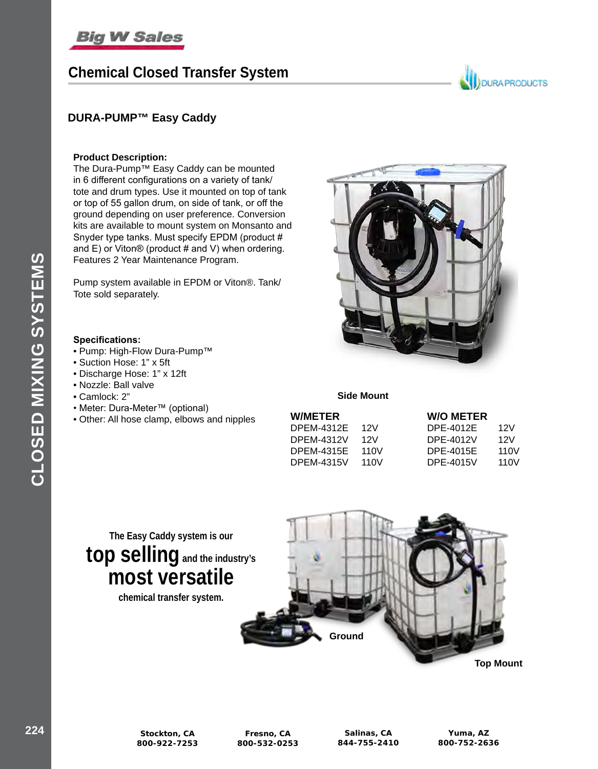# Chemical Closed Transfer System

## DURA-PUMP™ Easy Caddy

**Product Description:**
The Dura-Pump™ Easy Caddy can be mounted in 6 different configurations on a variety of tank/tote and drum types. Use it mounted on top of tank or top of 55 gallon drum, on side of tank, or off the ground depending on user preference. Conversion kits are available to mount system on Monsanto and Snyder type tanks. Must specify EPDM (product # and E) or Viton® (product # and V) when ordering. Features 2 Year Maintenance Program.

Pump system available in EPDM or Viton®. Tank/Tote sold separately.

**Specifications:**

- Pump: High-Flow Dura-Pump™
- Suction Hose: 1" x 5ft
- Discharge Hose: 1" x 12ft
- Nozzle: Ball valve
- Camlock: 2"
- Meter: Dura-Meter™ (optional)
- Other: All hose clamp, elbows and nipples

Side Mount

| W/METER | | W/O METER | |
|---|---|---|---|
| DPEM-4312E | 12V | DPE-4012E | 12V |
| DPEM-4312V | 12V | DPE-4012V | 12V |
| DPEM-4315E | 110V | DPE-4015E | 110V |
| DPEM-4315V | 110V | DPE-4015V | 110V |

The Easy Caddy system is our **top selling** and the industry's **most versatile** chemical transfer system.

Ground

Top Mount

Stockton, CA 800-922-7253 | Fresno, CA 800-532-0253 | Salinas, CA 844-755-2410 | Yuma, AZ 800-752-2636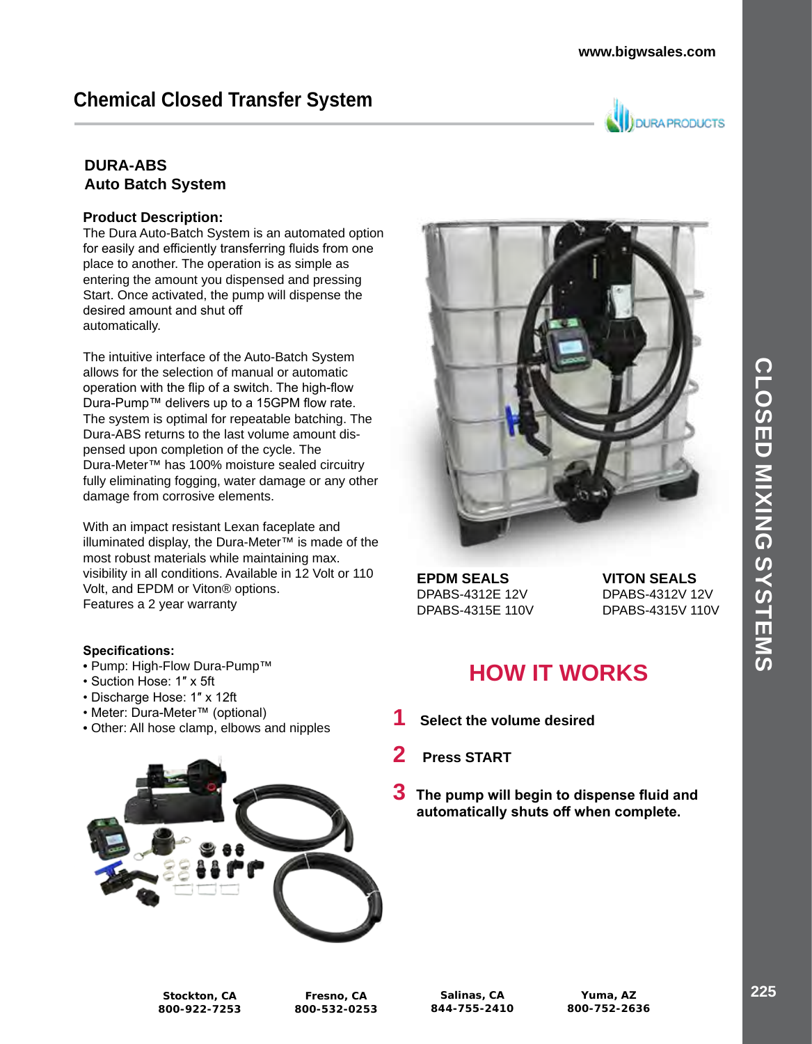## Chemical Closed Transfer System

### DURA-ABS
### Auto Batch System

**Product Description:**
The Dura Auto-Batch System is an automated option for easily and efficiently transferring fluids from one place to another. The operation is as simple as entering the amount you dispensed and pressing Start. Once activated, the pump will dispense the desired amount and shut off automatically.

The intuitive interface of the Auto-Batch System allows for the selection of manual or automatic operation with the flip of a switch. The high-flow Dura-Pump™ delivers up to a 15GPM flow rate. The system is optimal for repeatable batching. The Dura-ABS returns to the last volume amount dispensed upon completion of the cycle. The Dura-Meter™ has 100% moisture sealed circuitry fully eliminating fogging, water damage or any other damage from corrosive elements.

With an impact resistant Lexan faceplate and illuminated display, the Dura-Meter™ is made of the most robust materials while maintaining max. visibility in all conditions. Available in 12 Volt or 110 Volt, and EPDM or Viton® options.
Features a 2 year warranty

**Specifications:**
- Pump: High-Flow Dura-Pump™
- Suction Hose: 1″ x 5ft
- Discharge Hose: 1″ x 12ft
- Meter: Dura-Meter™ (optional)
- Other: All hose clamp, elbows and nipples

| EPDM SEALS | VITON SEALS |
| --- | --- |
| DPABS-4312E 12V | DPABS-4312V 12V |
| DPABS-4315E 110V | DPABS-4315V 110V |

## HOW IT WORKS

1. **Select the volume desired**
2. **Press START**
3. **The pump will begin to dispense fluid and automatically shuts off when complete.**

**Stockton, CA** 800-922-7253 | **Fresno, CA** 800-532-0253 | **Salinas, CA** 844-755-2410 | **Yuma, AZ** 800-752-2636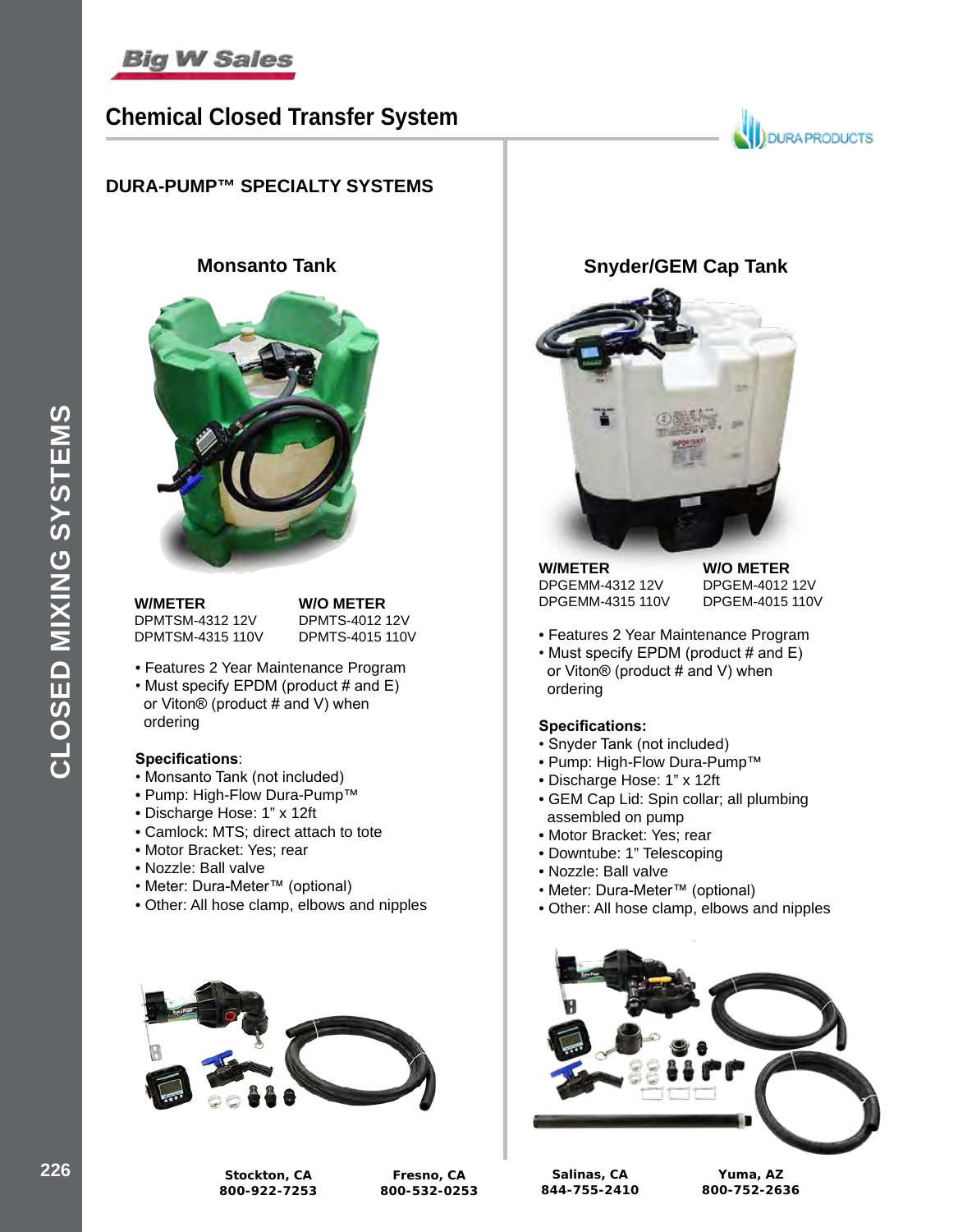# Chemical Closed Transfer System

## DURA-PUMP™ SPECIALTY SYSTEMS

### Monsanto Tank

| W/METER | W/O METER |
|---|---|
| DPMTSM-4312 12V | DPMTS-4012 12V |
| DPMTSM-4315 110V | DPMTS-4015 110V |

- Features 2 Year Maintenance Program
- Must specify EPDM (product # and E) or Viton® (product # and V) when ordering

**Specifications**:

- Monsanto Tank (not included)
- Pump: High-Flow Dura-Pump™
- Discharge Hose: 1" x 12ft
- Camlock: MTS; direct attach to tote
- Motor Bracket: Yes; rear
- Nozzle: Ball valve
- Meter: Dura-Meter™ (optional)
- Other: All hose clamp, elbows and nipples

### Snyder/GEM Cap Tank

| W/METER | W/O METER |
|---|---|
| DPGEMM-4312 12V | DPGEM-4012 12V |
| DPGEMM-4315 110V | DPGEM-4015 110V |

- Features 2 Year Maintenance Program
- Must specify EPDM (product # and E) or Viton® (product # and V) when ordering

**Specifications:**

- Snyder Tank (not included)
- Pump: High-Flow Dura-Pump™
- Discharge Hose: 1" x 12ft
- GEM Cap Lid: Spin collar; all plumbing assembled on pump
- Motor Bracket: Yes; rear
- Downtube: 1" Telescoping
- Nozzle: Ball valve
- Meter: Dura-Meter™ (optional)
- Other: All hose clamp, elbows and nipples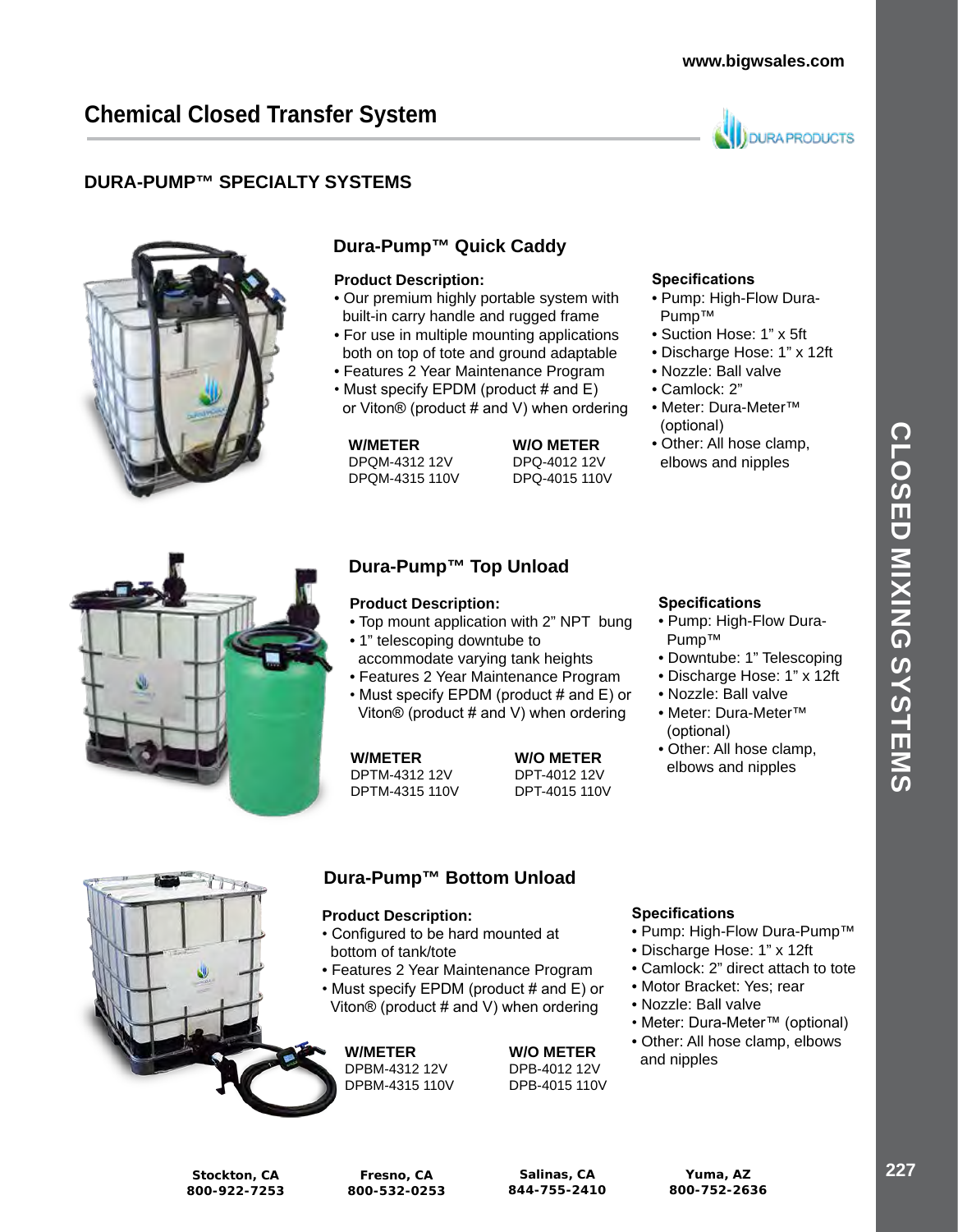# Chemical Closed Transfer System

## DURA-PUMP™ SPECIALTY SYSTEMS

### Dura-Pump™ Quick Caddy

**Product Description:**

- Our premium highly portable system with built-in carry handle and rugged frame
- For use in multiple mounting applications both on top of tote and ground adaptable
- Features 2 Year Maintenance Program
- Must specify EPDM (product # and E) or Viton® (product # and V) when ordering

| W/METER | W/O METER |
|---|---|
| DPQM-4312 12V | DPQ-4012 12V |
| DPQM-4315 110V | DPQ-4015 110V |

**Specifications**

- Pump: High-Flow Dura-Pump™
- Suction Hose: 1" x 5ft
- Discharge Hose: 1" x 12ft
- Nozzle: Ball valve
- Camlock: 2"
- Meter: Dura-Meter™ (optional)
- Other: All hose clamp, elbows and nipples

### Dura-Pump™ Top Unload

**Product Description:**

- Top mount application with 2" NPT bung
- 1" telescoping downtube to accommodate varying tank heights
- Features 2 Year Maintenance Program
- Must specify EPDM (product # and E) or Viton® (product # and V) when ordering

| W/METER | W/O METER |
|---|---|
| DPTM-4312 12V | DPT-4012 12V |
| DPTM-4315 110V | DPT-4015 110V |

**Specifications**

- Pump: High-Flow Dura-Pump™
- Downtube: 1" Telescoping
- Discharge Hose: 1" x 12ft
- Nozzle: Ball valve
- Meter: Dura-Meter™ (optional)
- Other: All hose clamp, elbows and nipples

### Dura-Pump™ Bottom Unload

**Product Description:**

- Configured to be hard mounted at bottom of tank/tote
- Features 2 Year Maintenance Program
- Must specify EPDM (product # and E) or Viton® (product # and V) when ordering

| W/METER | W/O METER |
|---|---|
| DPBM-4312 12V | DPB-4012 12V |
| DPBM-4315 110V | DPB-4015 110V |

**Specifications**

- Pump: High-Flow Dura-Pump™
- Discharge Hose: 1" x 12ft
- Camlock: 2" direct attach to tote
- Motor Bracket: Yes; rear
- Nozzle: Ball valve
- Meter: Dura-Meter™ (optional)
- Other: All hose clamp, elbows and nipples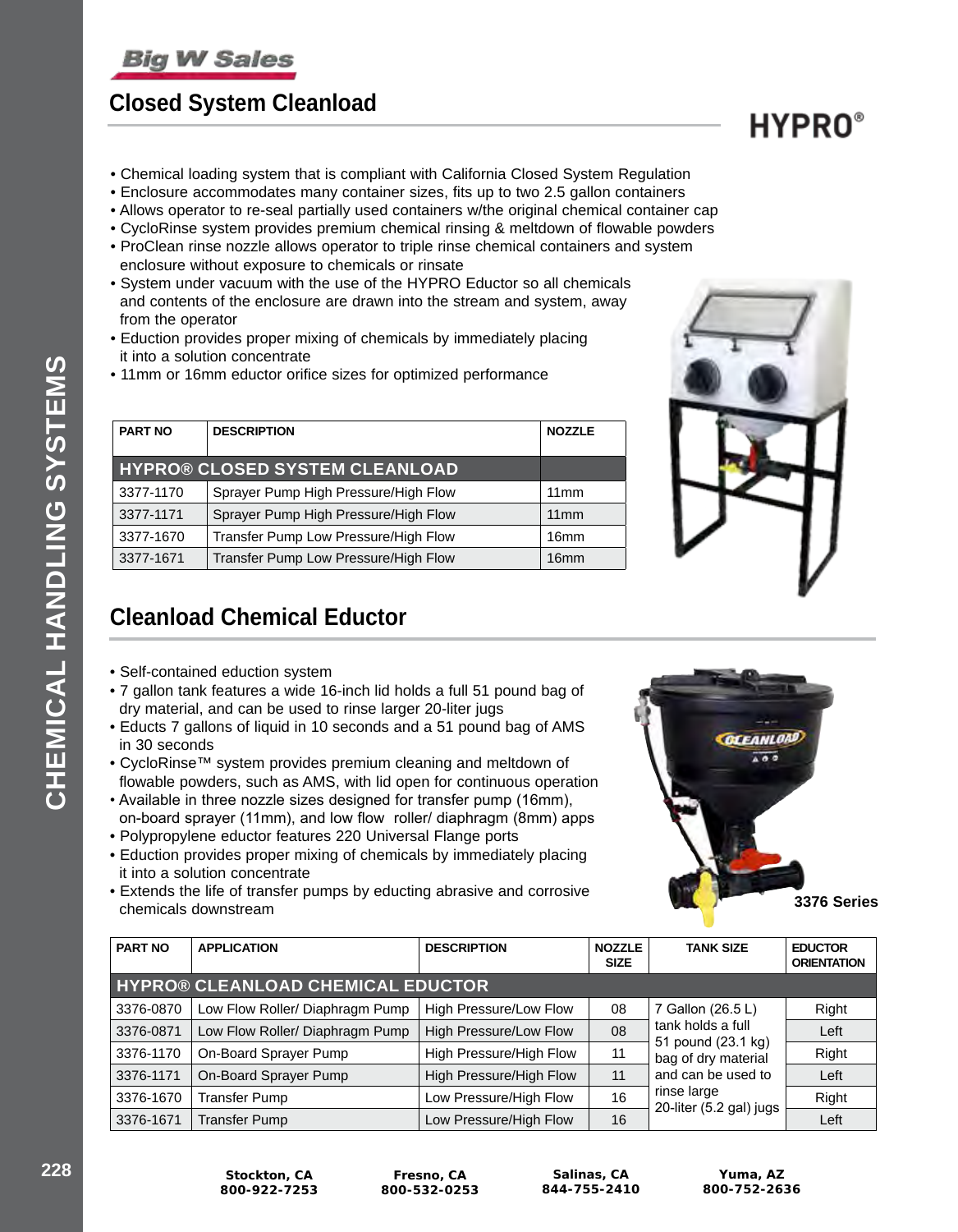## Closed System Cleanload

HYPRO®

- Chemical loading system that is compliant with California Closed System Regulation
- Enclosure accommodates many container sizes, fits up to two 2.5 gallon containers
- Allows operator to re-seal partially used containers w/the original chemical container cap
- CycloRinse system provides premium chemical rinsing & meltdown of flowable powders
- ProClean rinse nozzle allows operator to triple rinse chemical containers and system enclosure without exposure to chemicals or rinsate
- System under vacuum with the use of the HYPRO Eductor so all chemicals and contents of the enclosure are drawn into the stream and system, away from the operator
- Eduction provides proper mixing of chemicals by immediately placing it into a solution concentrate
- 11mm or 16mm eductor orifice sizes for optimized performance

| PART NO | DESCRIPTION | NOZZLE |
|---|---|---|
| **HYPRO® CLOSED SYSTEM CLEANLOAD** | | |
| 3377-1170 | Sprayer Pump High Pressure/High Flow | 11mm |
| 3377-1171 | Sprayer Pump High Pressure/High Flow | 11mm |
| 3377-1670 | Transfer Pump Low Pressure/High Flow | 16mm |
| 3377-1671 | Transfer Pump Low Pressure/High Flow | 16mm |

## Cleanload Chemical Eductor

- Self-contained eduction system
- 7 gallon tank features a wide 16-inch lid holds a full 51 pound bag of dry material, and can be used to rinse larger 20-liter jugs
- Educts 7 gallons of liquid in 10 seconds and a 51 pound bag of AMS in 30 seconds
- CycloRinse™ system provides premium cleaning and meltdown of flowable powders, such as AMS, with lid open for continuous operation
- Available in three nozzle sizes designed for transfer pump (16mm), on-board sprayer (11mm), and low flow roller/ diaphragm (8mm) apps
- Polypropylene eductor features 220 Universal Flange ports
- Eduction provides proper mixing of chemicals by immediately placing it into a solution concentrate
- Extends the life of transfer pumps by educting abrasive and corrosive chemicals downstream

3376 Series

| PART NO | APPLICATION | DESCRIPTION | NOZZLE SIZE | TANK SIZE | EDUCTOR ORIENTATION |
|---|---|---|---|---|---|
| **HYPRO® CLEANLOAD CHEMICAL EDUCTOR** | | | | | |
| 3376-0870 | Low Flow Roller/ Diaphragm Pump | High Pressure/Low Flow | 08 | 7 Gallon (26.5 L) tank holds a full 51 pound (23.1 kg) bag of dry material and can be used to rinse large 20-liter (5.2 gal) jugs | Right |
| 3376-0871 | Low Flow Roller/ Diaphragm Pump | High Pressure/Low Flow | 08 | | Left |
| 3376-1170 | On-Board Sprayer Pump | High Pressure/High Flow | 11 | | Right |
| 3376-1171 | On-Board Sprayer Pump | High Pressure/High Flow | 11 | | Left |
| 3376-1670 | Transfer Pump | Low Pressure/High Flow | 16 | | Right |
| 3376-1671 | Transfer Pump | Low Pressure/High Flow | 16 | | Left |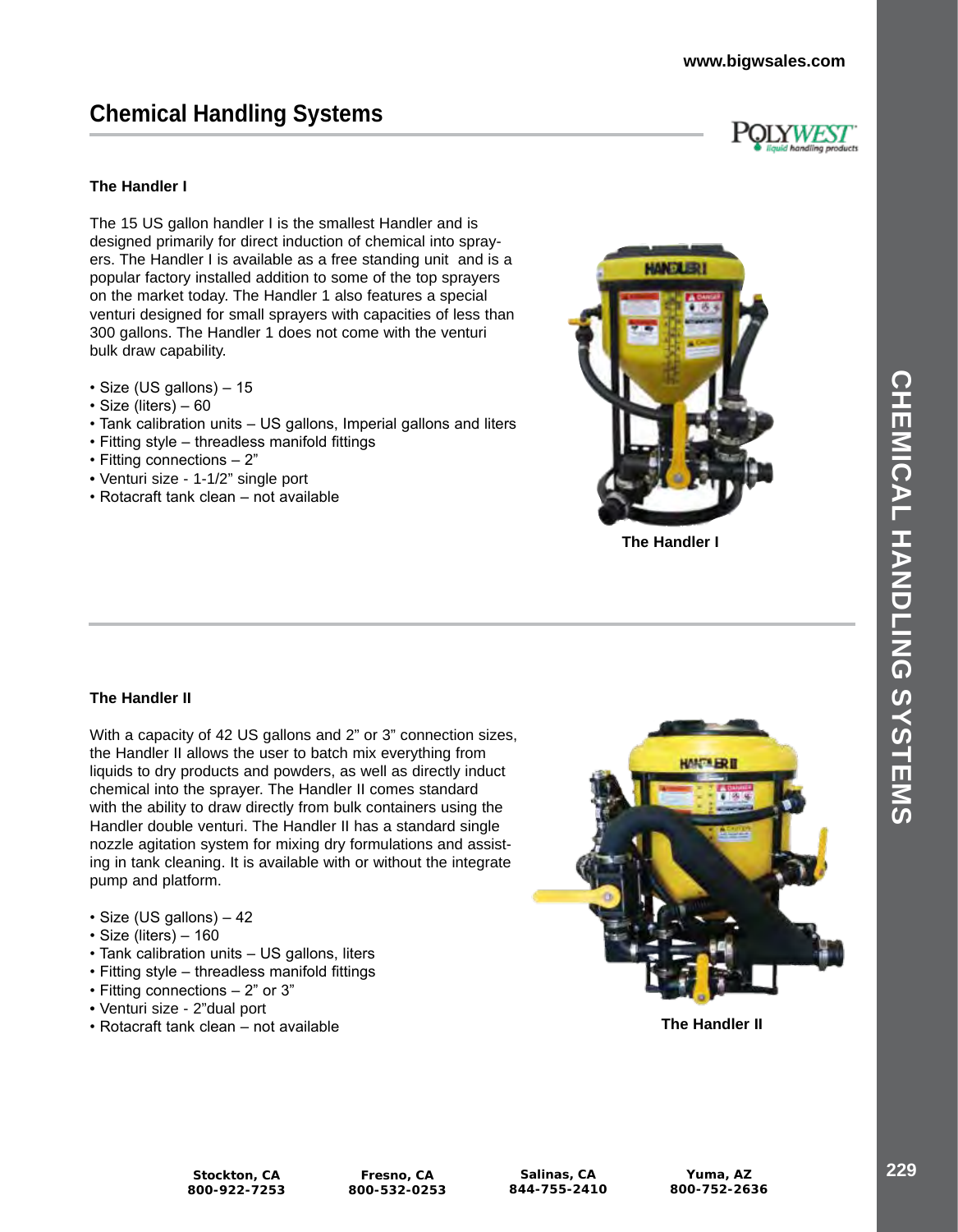## Chemical Handling Systems

### The Handler I

The 15 US gallon handler I is the smallest Handler and is designed primarily for direct induction of chemical into sprayers. The Handler I is available as a free standing unit and is a popular factory installed addition to some of the top sprayers on the market today. The Handler 1 also features a special venturi designed for small sprayers with capacities of less than 300 gallons. The Handler 1 does not come with the venturi bulk draw capability.

- Size (US gallons) – 15
- Size (liters) – 60
- Tank calibration units – US gallons, Imperial gallons and liters
- Fitting style – threadless manifold fittings
- Fitting connections – 2”
- Venturi size - 1-1/2” single port
- Rotacraft tank clean – not available

The Handler I

### The Handler II

With a capacity of 42 US gallons and 2” or 3” connection sizes, the Handler II allows the user to batch mix everything from liquids to dry products and powders, as well as directly induct chemical into the sprayer. The Handler II comes standard with the ability to draw directly from bulk containers using the Handler double venturi. The Handler II has a standard single nozzle agitation system for mixing dry formulations and assisting in tank cleaning. It is available with or without the integrate pump and platform.

- Size (US gallons) – 42
- Size (liters) – 160
- Tank calibration units – US gallons, liters
- Fitting style – threadless manifold fittings
- Fitting connections – 2” or 3”
- Venturi size - 2”dual port
- Rotacraft tank clean – not available

The Handler II

Stockton, CA 800-922-7253 | Fresno, CA 800-532-0253 | Salinas, CA 844-755-2410 | Yuma, AZ 800-752-2636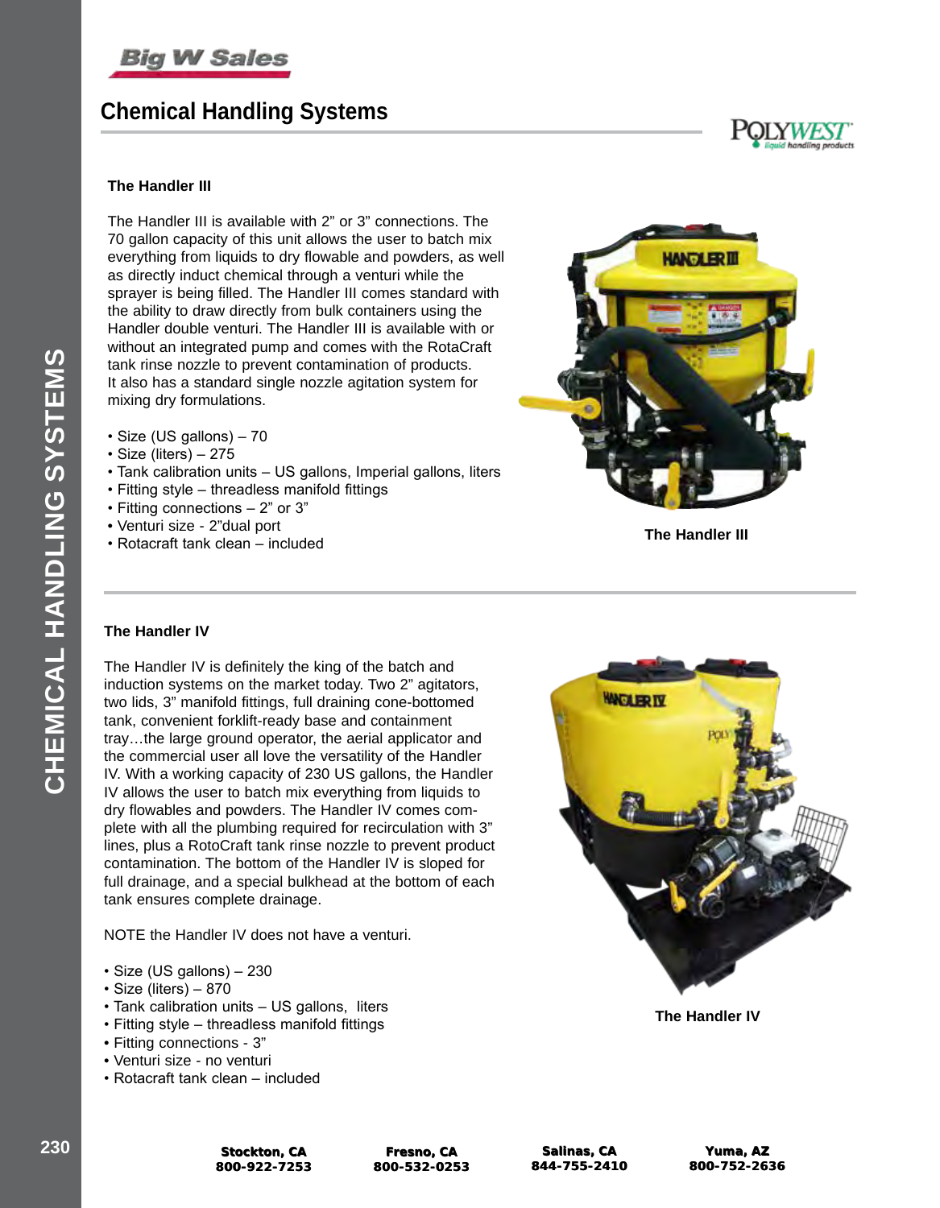# Chemical Handling Systems

## The Handler III

The Handler III is available with 2" or 3" connections. The 70 gallon capacity of this unit allows the user to batch mix everything from liquids to dry flowable and powders, as well as directly induct chemical through a venturi while the sprayer is being filled. The Handler III comes standard with the ability to draw directly from bulk containers using the Handler double venturi. The Handler III is available with or without an integrated pump and comes with the RotaCraft tank rinse nozzle to prevent contamination of products. It also has a standard single nozzle agitation system for mixing dry formulations.

- Size (US gallons) – 70
- Size (liters) – 275
- Tank calibration units – US gallons, Imperial gallons, liters
- Fitting style – threadless manifold fittings
- Fitting connections – 2" or 3"
- Venturi size - 2"dual port
- Rotacraft tank clean – included

The Handler III

## The Handler IV

The Handler IV is definitely the king of the batch and induction systems on the market today. Two 2" agitators, two lids, 3" manifold fittings, full draining cone-bottomed tank, convenient forklift-ready base and containment tray…the large ground operator, the aerial applicator and the commercial user all love the versatility of the Handler IV. With a working capacity of 230 US gallons, the Handler IV allows the user to batch mix everything from liquids to dry flowables and powders. The Handler IV comes complete with all the plumbing required for recirculation with 3" lines, plus a RotoCraft tank rinse nozzle to prevent product contamination. The bottom of the Handler IV is sloped for full drainage, and a special bulkhead at the bottom of each tank ensures complete drainage.

NOTE the Handler IV does not have a venturi.

- Size (US gallons) – 230
- Size (liters) – 870
- Tank calibration units – US gallons, liters
- Fitting style – threadless manifold fittings
- Fitting connections - 3"
- Venturi size - no venturi
- Rotacraft tank clean – included

The Handler IV

**Stockton, CA** 800-922-7253 | **Fresno, CA** 800-532-0253 | **Salinas, CA** 844-755-2410 | **Yuma, AZ** 800-752-2636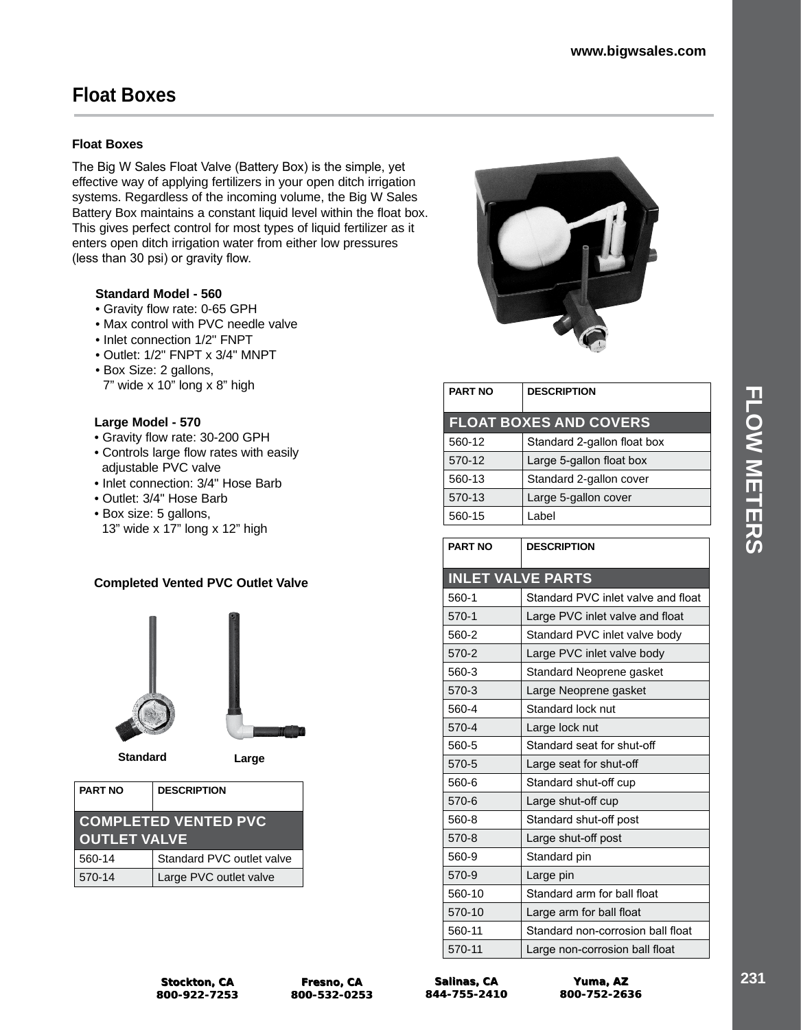# Float Boxes

### Float Boxes

The Big W Sales Float Valve (Battery Box) is the simple, yet effective way of applying fertilizers in your open ditch irrigation systems. Regardless of the incoming volume, the Big W Sales Battery Box maintains a constant liquid level within the float box. This gives perfect control for most types of liquid fertilizer as it enters open ditch irrigation water from either low pressures (less than 30 psi) or gravity flow.

**Standard Model - 560**

- Gravity flow rate: 0-65 GPH
- Max control with PVC needle valve
- Inlet connection 1/2" FNPT
- Outlet: 1/2" FNPT x 3/4" MNPT
- Box Size: 2 gallons, 7" wide x 10" long x 8" high

**Large Model - 570**

- Gravity flow rate: 30-200 GPH
- Controls large flow rates with easily adjustable PVC valve
- Inlet connection: 3/4" Hose Barb
- Outlet: 3/4" Hose Barb
- Box size: 5 gallons, 13" wide x 17" long x 12" high

**Completed Vented PVC Outlet Valve**

**Standard** **Large**

| PART NO | DESCRIPTION |
|---|---|
| **COMPLETED VENTED PVC OUTLET VALVE** | |
| 560-14 | Standard PVC outlet valve |
| 570-14 | Large PVC outlet valve |

| PART NO | DESCRIPTION |
|---|---|
| **FLOAT BOXES AND COVERS** | |
| 560-12 | Standard 2-gallon float box |
| 570-12 | Large 5-gallon float box |
| 560-13 | Standard 2-gallon cover |
| 570-13 | Large 5-gallon cover |
| 560-15 | Label |

| PART NO | DESCRIPTION |
|---|---|
| **INLET VALVE PARTS** | |
| 560-1 | Standard PVC inlet valve and float |
| 570-1 | Large PVC inlet valve and float |
| 560-2 | Standard PVC inlet valve body |
| 570-2 | Large PVC inlet valve body |
| 560-3 | Standard Neoprene gasket |
| 570-3 | Large Neoprene gasket |
| 560-4 | Standard lock nut |
| 570-4 | Large lock nut |
| 560-5 | Standard seat for shut-off |
| 570-5 | Large seat for shut-off |
| 560-6 | Standard shut-off cup |
| 570-6 | Large shut-off cup |
| 560-8 | Standard shut-off post |
| 570-8 | Large shut-off post |
| 560-9 | Standard pin |
| 570-9 | Large pin |
| 560-10 | Standard arm for ball float |
| 570-10 | Large arm for ball float |
| 560-11 | Standard non-corrosion ball float |
| 570-11 | Large non-corrosion ball float |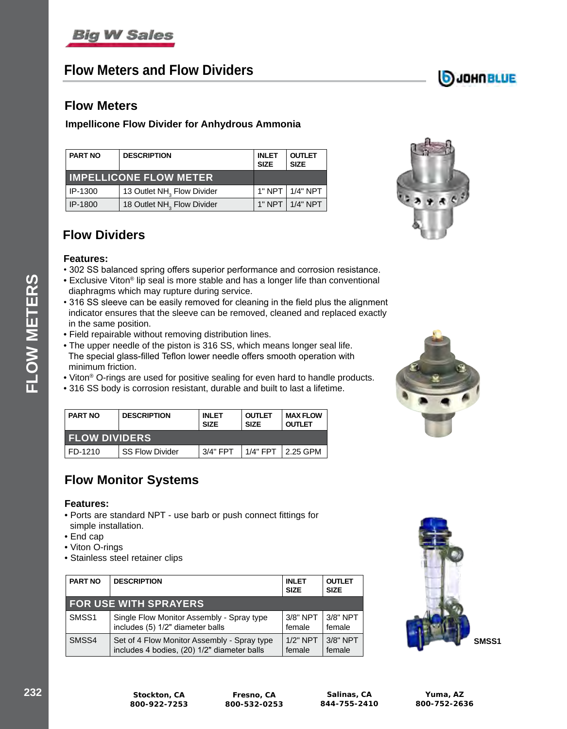# Flow Meters and Flow Dividers

## Flow Meters

### Impellicone Flow Divider for Anhydrous Ammonia

| PART NO | DESCRIPTION | INLET SIZE | OUTLET SIZE |
|---|---|---|---|
| **IMPELLICONE FLOW METER** | | | |
| IP-1300 | 13 Outlet $NH_3$ Flow Divider | 1" NPT | 1/4" NPT |
| IP-1800 | 18 Outlet $NH_3$ Flow Divider | 1" NPT | 1/4" NPT |

## Flow Dividers

**Features:**

- 302 SS balanced spring offers superior performance and corrosion resistance.
- Exclusive Viton® lip seal is more stable and has a longer life than conventional diaphragms which may rupture during service.
- 316 SS sleeve can be easily removed for cleaning in the field plus the alignment indicator ensures that the sleeve can be removed, cleaned and replaced exactly in the same position.
- Field repairable without removing distribution lines.
- The upper needle of the piston is 316 SS, which means longer seal life. The special glass-filled Teflon lower needle offers smooth operation with minimum friction.
- Viton® O-rings are used for positive sealing for even hard to handle products.
- 316 SS body is corrosion resistant, durable and built to last a lifetime.

| PART NO | DESCRIPTION | INLET SIZE | OUTLET SIZE | MAX FLOW OUTLET |
|---|---|---|---|---|
| **FLOW DIVIDERS** | | | | |
| FD-1210 | SS Flow Divider | 3/4" FPT | 1/4" FPT | 2.25 GPM |

## Flow Monitor Systems

**Features:**

- Ports are standard NPT - use barb or push connect fittings for simple installation.
- End cap
- Viton O-rings
- Stainless steel retainer clips

| PART NO | DESCRIPTION | INLET SIZE | OUTLET SIZE |
|---|---|---|---|
| **FOR USE WITH SPRAYERS** | | | |
| SMSS1 | Single Flow Monitor Assembly - Spray type includes (5) 1/2" diameter balls | 3/8" NPT female | 3/8" NPT female |
| SMSS4 | Set of 4 Flow Monitor Assembly - Spray type includes 4 bodies, (20) 1/2" diameter balls | 1/2" NPT female | 3/8" NPT female |

SMSS1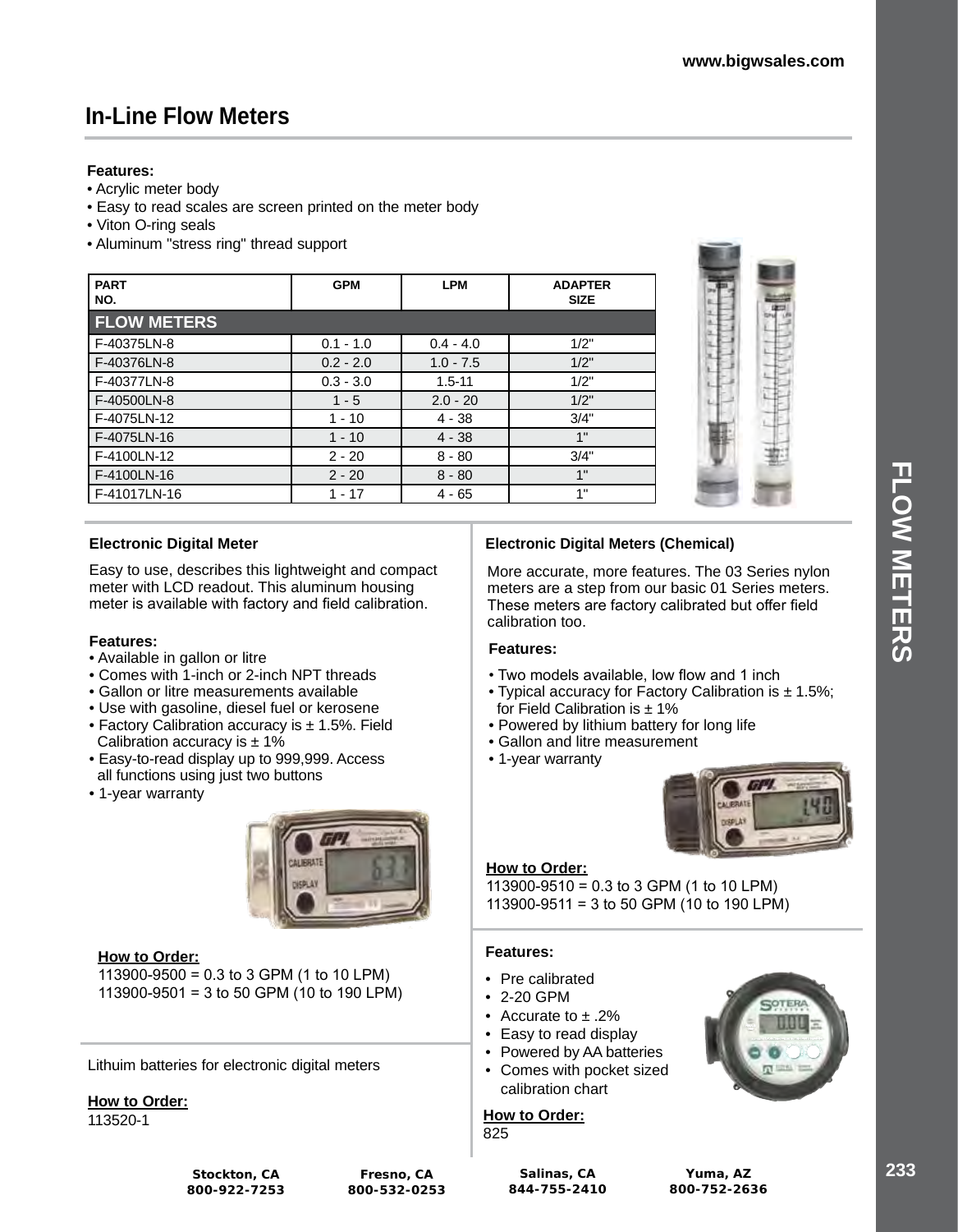# In-Line Flow Meters

**Features:**

- Acrylic meter body
- Easy to read scales are screen printed on the meter body
- Viton O-ring seals
- Aluminum "stress ring" thread support

| PART NO. | GPM | LPM | ADAPTER SIZE |
|---|---|---|---|
| **FLOW METERS** | | | |
| F-40375LN-8 | 0.1 - 1.0 | 0.4 - 4.0 | 1/2" |
| F-40376LN-8 | 0.2 - 2.0 | 1.0 - 7.5 | 1/2" |
| F-40377LN-8 | 0.3 - 3.0 | 1.5-11 | 1/2" |
| F-40500LN-8 | 1 - 5 | 2.0 - 20 | 1/2" |
| F-4075LN-12 | 1 - 10 | 4 - 38 | 3/4" |
| F-4075LN-16 | 1 - 10 | 4 - 38 | 1" |
| F-4100LN-12 | 2 - 20 | 8 - 80 | 3/4" |
| F-4100LN-16 | 2 - 20 | 8 - 80 | 1" |
| F-41017LN-16 | 1 - 17 | 4 - 65 | 1" |

## Electronic Digital Meter

Easy to use, describes this lightweight and compact meter with LCD readout. This aluminum housing meter is available with factory and field calibration.

**Features:**

- Available in gallon or litre
- Comes with 1-inch or 2-inch NPT threads
- Gallon or litre measurements available
- Use with gasoline, diesel fuel or kerosene
- Factory Calibration accuracy is ± 1.5%. Field Calibration accuracy is ± 1%
- Easy-to-read display up to 999,999. Access all functions using just two buttons
- 1-year warranty

**How to Order:**

113900-9500 = 0.3 to 3 GPM (1 to 10 LPM)
113900-9501 = 3 to 50 GPM (10 to 190 LPM)

Lithuim batteries for electronic digital meters

**How to Order:**

113520-1

## Electronic Digital Meters (Chemical)

More accurate, more features. The 03 Series nylon meters are a step from our basic 01 Series meters. These meters are factory calibrated but offer field calibration too.

**Features:**

- Two models available, low flow and 1 inch
- Typical accuracy for Factory Calibration is ± 1.5%; for Field Calibration is ± 1%
- Powered by lithium battery for long life
- Gallon and litre measurement
- 1-year warranty

**How to Order:**

113900-9510 = 0.3 to 3 GPM (1 to 10 LPM)
113900-9511 = 3 to 50 GPM (10 to 190 LPM)

**Features:**

- Pre calibrated
- 2-20 GPM
- Accurate to ± .2%
- Easy to read display
- Powered by AA batteries
- Comes with pocket sized calibration chart

**How to Order:**

825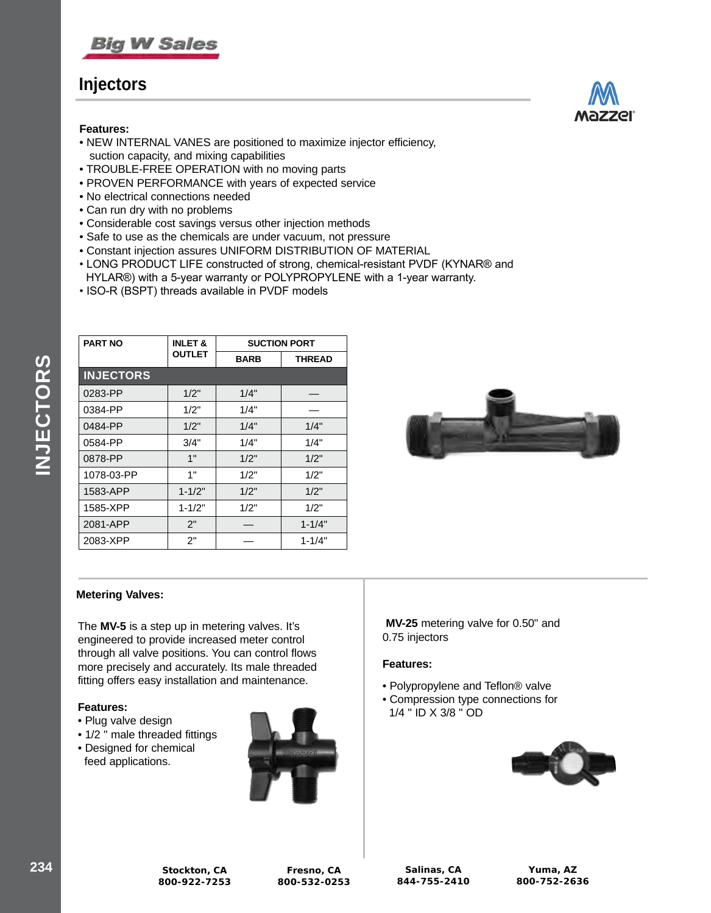# Injectors

**Features:**

- NEW INTERNAL VANES are positioned to maximize injector efficiency, suction capacity, and mixing capabilities
- TROUBLE-FREE OPERATION with no moving parts
- PROVEN PERFORMANCE with years of expected service
- No electrical connections needed
- Can run dry with no problems
- Considerable cost savings versus other injection methods
- Safe to use as the chemicals are under vacuum, not pressure
- Constant injection assures UNIFORM DISTRIBUTION OF MATERIAL
- LONG PRODUCT LIFE constructed of strong, chemical-resistant PVDF (KYNAR® and HYLAR®) with a 5-year warranty or POLYPROPYLENE with a 1-year warranty.
- ISO-R (BSPT) threads available in PVDF models

| PART NO | INLET & OUTLET | SUCTION PORT | |
|---|---|---|---|
| | | BARB | THREAD |
| **INJECTORS** | | | |
| 0283-PP | 1/2" | 1/4" | — |
| 0384-PP | 1/2" | 1/4" | — |
| 0484-PP | 1/2" | 1/4" | 1/4" |
| 0584-PP | 3/4" | 1/4" | 1/4" |
| 0878-PP | 1" | 1/2" | 1/2" |
| 1078-03-PP | 1" | 1/2" | 1/2" |
| 1583-APP | 1-1/2" | 1/2" | 1/2" |
| 1585-XPP | 1-1/2" | 1/2" | 1/2" |
| 2081-APP | 2" | — | 1-1/4" |
| 2083-XPP | 2" | — | 1-1/4" |

## Metering Valves:

The **MV-5** is a step up in metering valves. It's engineered to provide increased meter control through all valve positions. You can control flows more precisely and accurately. Its male threaded fitting offers easy installation and maintenance.

**Features:**

- Plug valve design
- 1/2 " male threaded fittings
- Designed for chemical feed applications.

**MV-25** metering valve for 0.50" and 0.75 injectors

**Features:**

- Polypropylene and Teflon® valve
- Compression type connections for 1/4 " ID X 3/8 " OD

**Stockton, CA** 800-922-7253 | **Fresno, CA** 800-532-0253 | **Salinas, CA** 844-755-2410 | **Yuma, AZ** 800-752-2636